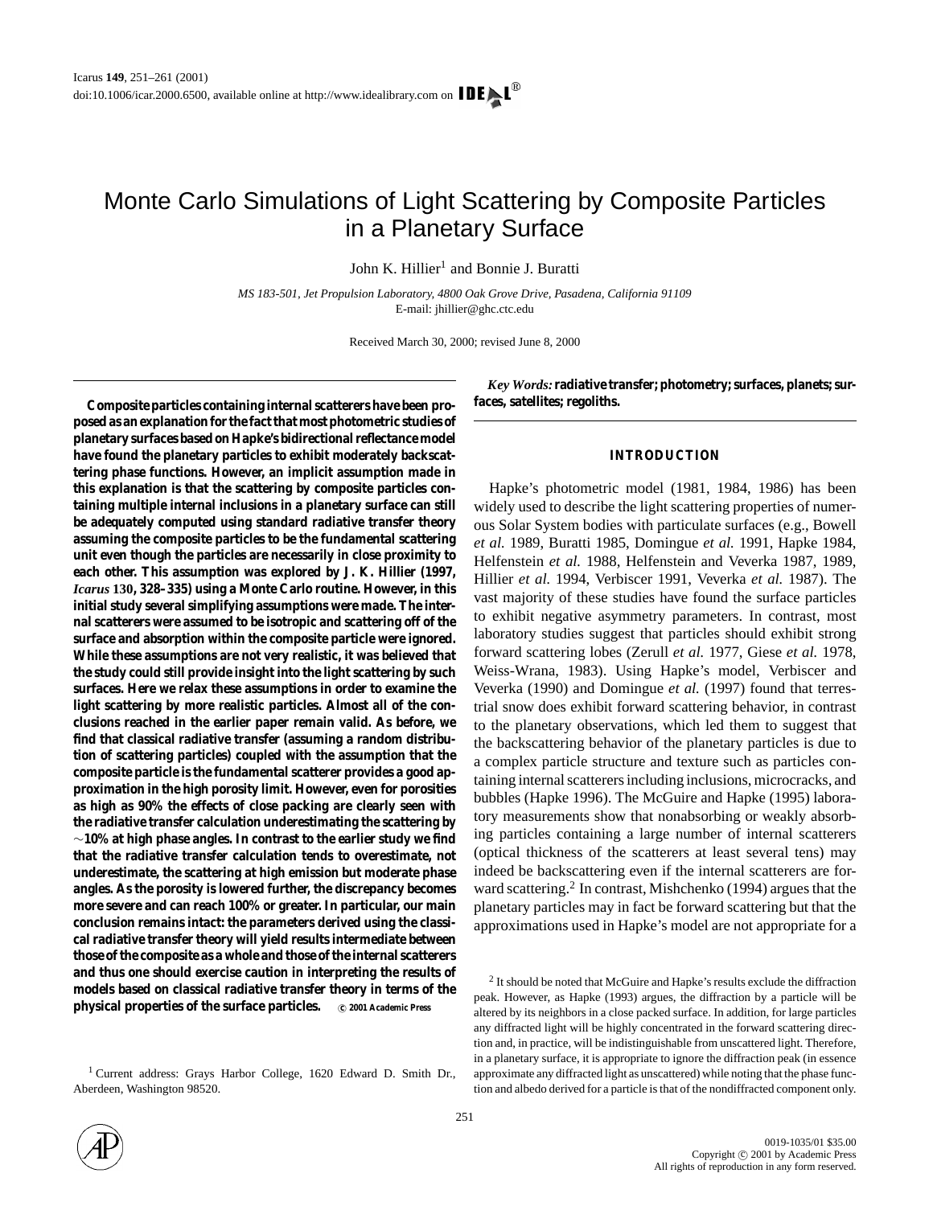# Monte Carlo Simulations of Light Scattering by Composite Particles in a Planetary Surface

John K. Hillier[1] and Bonnie J. Buratti

*MS 183-501, Jet Propulsion Laboratory, 4800 Oak Grove Drive, Pasadena, California 91109*
E-mail: jhillier@ghc.ctc.edu

Received March 30, 2000; revised June 8, 2000

**Composite particles containing internal scatterers have been proposed as an explanation for the fact that most photometric studies of planetary surfaces based on Hapke's bidirectional reflectance model have found the planetary particles to exhibit moderately backscattering phase functions. However, an implicit assumption made in this explanation is that the scattering by composite particles containing multiple internal inclusions in a planetary surface can still be adequately computed using standard radiative transfer theory assuming the composite particles to be the fundamental scattering unit even though the particles are necessarily in close proximity to each other. This assumption was explored by J. K. Hillier (1997, *Icarus* 130, 328–335) using a Monte Carlo routine. However, in this initial study several simplifying assumptions were made. The internal scatterers were assumed to be isotropic and scattering off of the surface and absorption within the composite particle were ignored. While these assumptions are not very realistic, it was believed that the study could still provide insight into the light scattering by such surfaces. Here we relax these assumptions in order to examine the light scattering by more realistic particles. Almost all of the conclusions reached in the earlier paper remain valid. As before, we find that classical radiative transfer (assuming a random distribution of scattering particles) coupled with the assumption that the composite particle is the fundamental scatterer provides a good approximation in the high porosity limit. However, even for porosities as high as 90% the effects of close packing are clearly seen with the radiative transfer calculation underestimating the scattering by ~10% at high phase angles. In contrast to the earlier study we find that the radiative transfer calculation tends to overestimate, not underestimate, the scattering at high emission but moderate phase angles. As the porosity is lowered further, the discrepancy becomes more severe and can reach 100% or greater. In particular, our main conclusion remains intact: the parameters derived using the classical radiative transfer theory will yield results intermediate between those of the composite as a whole and those of the internal scatterers and thus one should exercise caution in interpreting the results of models based on classical radiative transfer theory in terms of the physical properties of the surface particles.** © 2001 Academic Press

*Key Words:* **radiative transfer; photometry; surfaces, planets; surfaces, satellites; regoliths.**

## INTRODUCTION

Hapke's photometric model (1981, 1984, 1986) has been widely used to describe the light scattering properties of numerous Solar System bodies with particulate surfaces (e.g., Bowell *et al.* 1989, Buratti 1985, Domingue *et al.* 1991, Hapke 1984, Helfenstein *et al.* 1988, Helfenstein and Veverka 1987, 1989, Hillier *et al.* 1994, Verbiscer 1991, Veverka *et al.* 1987). The vast majority of these studies have found the surface particles to exhibit negative asymmetry parameters. In contrast, most laboratory studies suggest that particles should exhibit strong forward scattering lobes (Zerull *et al.* 1977, Giese *et al.* 1978, Weiss-Wrana, 1983). Using Hapke's model, Verbiscer and Veverka (1990) and Domingue *et al.* (1997) found that terrestrial snow does exhibit forward scattering behavior, in contrast to the planetary observations, which led them to suggest that the backscattering behavior of the planetary particles is due to a complex particle structure and texture such as particles containing internal scatterers including inclusions, microcracks, and bubbles (Hapke 1996). The McGuire and Hapke (1995) laboratory measurements show that nonabsorbing or weakly absorbing particles containing a large number of internal scatterers (optical thickness of the scatterers at least several tens) may indeed be backscattering even if the internal scatterers are forward scattering.[2] In contrast, Mishchenko (1994) argues that the planetary particles may in fact be forward scattering but that the approximations used in Hapke's model are not appropriate for a

[1] Current address: Grays Harbor College, 1620 Edward D. Smith Dr., Aberdeen, Washington 98520.

[2] It should be noted that McGuire and Hapke's results exclude the diffraction peak. However, as Hapke (1993) argues, the diffraction by a particle will be altered by its neighbors in a close packed surface. In addition, for large particles any diffracted light will be highly concentrated in the forward scattering direction and, in practice, will be indistinguishable from unscattered light. Therefore, in a planetary surface, it is appropriate to ignore the diffraction peak (in essence approximate any diffracted light as unscattered) while noting that the phase function and albedo derived for a particle is that of the nondiffracted component only.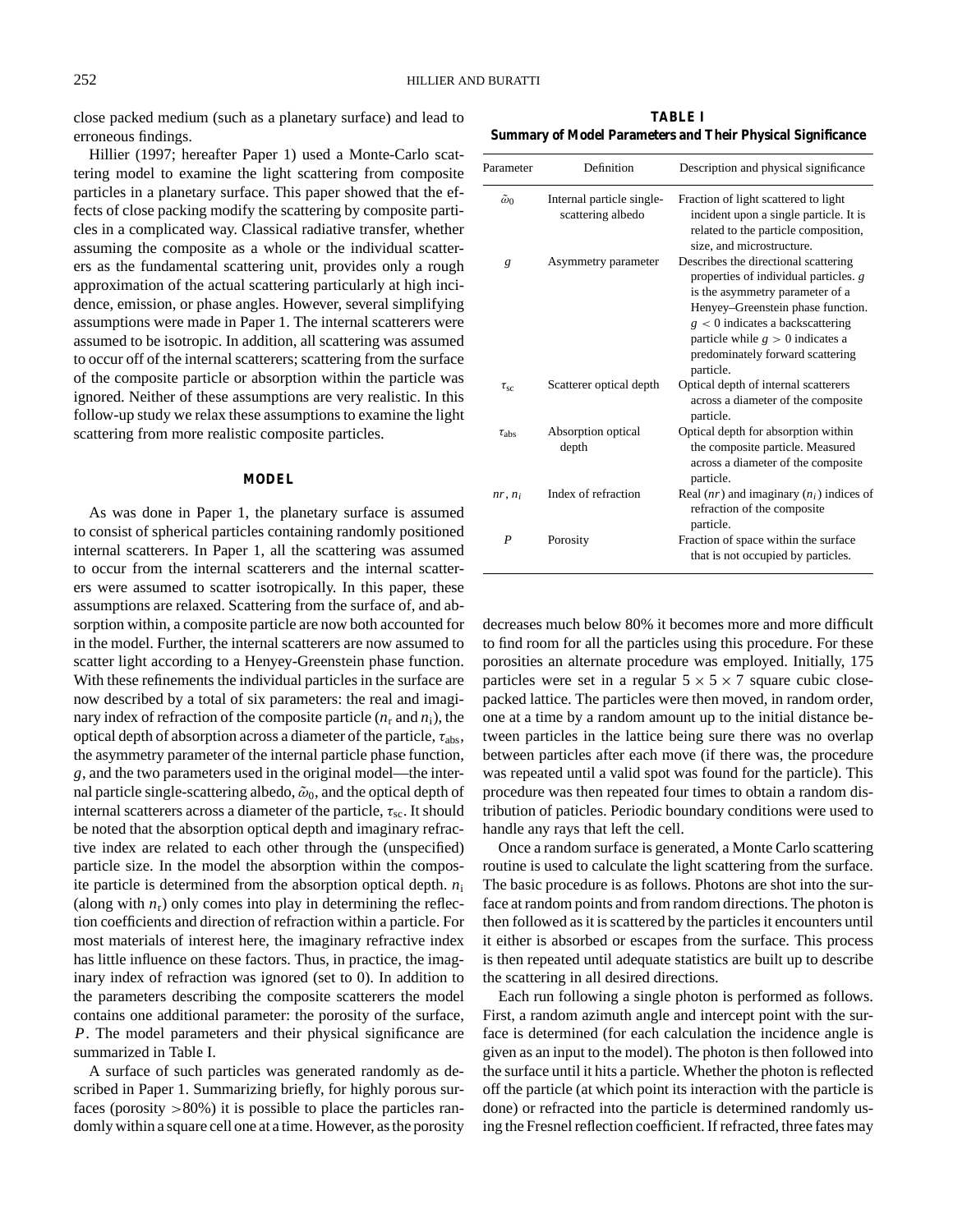close packed medium (such as a planetary surface) and lead to erroneous findings.

Hillier (1997; hereafter Paper 1) used a Monte-Carlo scattering model to examine the light scattering from composite particles in a planetary surface. This paper showed that the effects of close packing modify the scattering by composite particles in a complicated way. Classical radiative transfer, whether assuming the composite as a whole or the individual scatterers as the fundamental scattering unit, provides only a rough approximation of the actual scattering particularly at high incidence, emission, or phase angles. However, several simplifying assumptions were made in Paper 1. The internal scatterers were assumed to be isotropic. In addition, all scattering was assumed to occur off of the internal scatterers; scattering from the surface of the composite particle or absorption within the particle was ignored. Neither of these assumptions are very realistic. In this follow-up study we relax these assumptions to examine the light scattering from more realistic composite particles.

## MODEL

As was done in Paper 1, the planetary surface is assumed to consist of spherical particles containing randomly positioned internal scatterers. In Paper 1, all the scattering was assumed to occur from the internal scatterers and the internal scatterers were assumed to scatter isotropically. In this paper, these assumptions are relaxed. Scattering from the surface of, and absorption within, a composite particle are now both accounted for in the model. Further, the internal scatterers are now assumed to scatter light according to a Henyey-Greenstein phase function. With these refinements the individual particles in the surface are now described by a total of six parameters: the real and imaginary index of refraction of the composite particle ($n_r$ and $n_i$), the optical depth of absorption across a diameter of the particle, $\tau_{abs}$, the asymmetry parameter of the internal particle phase function, $g$, and the two parameters used in the original model—the internal particle single-scattering albedo, $\tilde{\omega}_0$, and the optical depth of internal scatterers across a diameter of the particle, $\tau_{sc}$. It should be noted that the absorption optical depth and imaginary refractive index are related to each other through the (unspecified) particle size. In the model the absorption within the composite particle is determined from the absorption optical depth. $n_i$ (along with $n_r$) only comes into play in determining the reflection coefficients and direction of refraction within a particle. For most materials of interest here, the imaginary refractive index has little influence on these factors. Thus, in practice, the imaginary index of refraction was ignored (set to 0). In addition to the parameters describing the composite scatterers the model contains one additional parameter: the porosity of the surface, $P$. The model parameters and their physical significance are summarized in Table I.

**TABLE I**
**Summary of Model Parameters and Their Physical Significance**

| Parameter | Definition | Description and physical significance |
|---|---|---|
| $\tilde{\omega}_0$ | Internal particle single-scattering albedo | Fraction of light scattered to light incident upon a single particle. It is related to the particle composition, size, and microstructure. |
| $g$ | Asymmetry parameter | Describes the directional scattering properties of individual particles. $g$ is the asymmetry parameter of a Henyey–Greenstein phase function. $g < 0$ indicates a backscattering particle while $g > 0$ indicates a predominately forward scattering particle. |
| $\tau_{sc}$ | Scatterer optical depth | Optical depth of internal scatterers across a diameter of the composite particle. |
| $\tau_{abs}$ | Absorption optical depth | Optical depth for absorption within the composite particle. Measured across a diameter of the composite particle. |
| $nr$, $n_i$ | Index of refraction | Real ($nr$) and imaginary ($n_i$) indices of refraction of the composite particle. |
| $P$ | Porosity | Fraction of space within the surface that is not occupied by particles. |

A surface of such particles was generated randomly as described in Paper 1. Summarizing briefly, for highly porous surfaces (porosity >80%) it is possible to place the particles randomly within a square cell one at a time. However, as the porosity decreases much below 80% it becomes more and more difficult to find room for all the particles using this procedure. For these porosities an alternate procedure was employed. Initially, 175 particles were set in a regular $5 \times 5 \times 7$ square cubic close-packed lattice. The particles were then moved, in random order, one at a time by a random amount up to the initial distance between particles in the lattice being sure there was no overlap between particles after each move (if there was, the procedure was repeated until a valid spot was found for the particle). This procedure was then repeated four times to obtain a random distribution of paticles. Periodic boundary conditions were used to handle any rays that left the cell.

Once a random surface is generated, a Monte Carlo scattering routine is used to calculate the light scattering from the surface. The basic procedure is as follows. Photons are shot into the surface at random points and from random directions. The photon is then followed as it is scattered by the particles it encounters until it either is absorbed or escapes from the surface. This process is then repeated until adequate statistics are built up to describe the scattering in all desired directions.

Each run following a single photon is performed as follows. First, a random azimuth angle and intercept point with the surface is determined (for each calculation the incidence angle is given as an input to the model). The photon is then followed into the surface until it hits a particle. Whether the photon is reflected off the particle (at which point its interaction with the particle is done) or refracted into the particle is determined randomly using the Fresnel reflection coefficient. If refracted, three fates may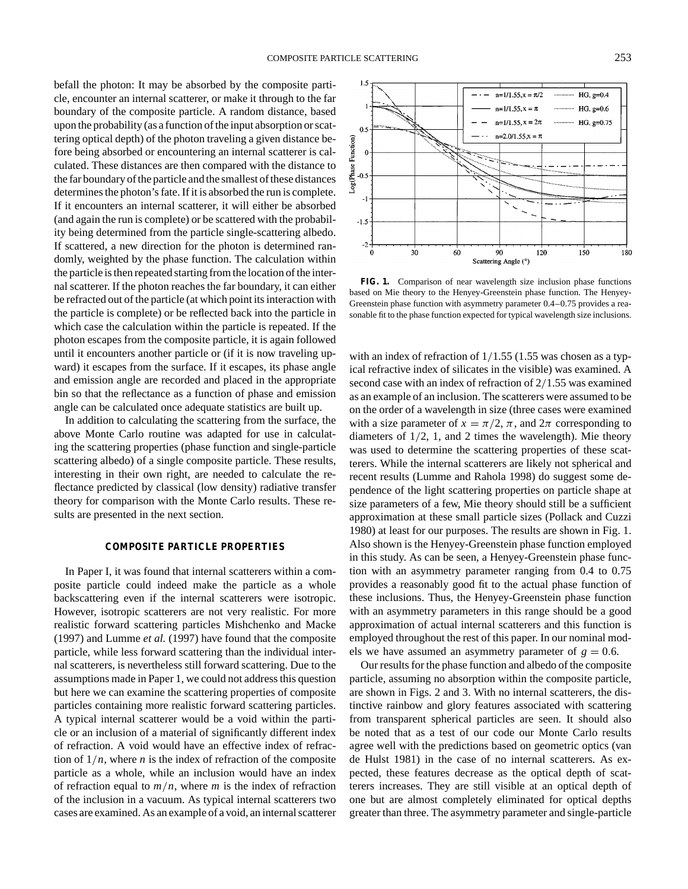befall the photon: It may be absorbed by the composite particle, encounter an internal scatterer, or make it through to the far boundary of the composite particle. A random distance, based upon the probability (as a function of the input absorption or scattering optical depth) of the photon traveling a given distance before being absorbed or encountering an internal scatterer is calculated. These distances are then compared with the distance to the far boundary of the particle and the smallest of these distances determines the photon's fate. If it is absorbed the run is complete. If it encounters an internal scatterer, it will either be absorbed (and again the run is complete) or be scattered with the probability being determined from the particle single-scattering albedo. If scattered, a new direction for the photon is determined randomly, weighted by the phase function. The calculation within the particle is then repeated starting from the location of the internal scatterer. If the photon reaches the far boundary, it can either be refracted out of the particle (at which point its interaction with the particle is complete) or be reflected back into the particle in which case the calculation within the particle is repeated. If the photon escapes from the composite particle, it is again followed until it encounters another particle or (if it is now traveling upward) it escapes from the surface. If it escapes, its phase angle and emission angle are recorded and placed in the appropriate bin so that the reflectance as a function of phase and emission angle can be calculated once adequate statistics are built up.

In addition to calculating the scattering from the surface, the above Monte Carlo routine was adapted for use in calculating the scattering properties (phase function and single-particle scattering albedo) of a single composite particle. These results, interesting in their own right, are needed to calculate the reflectance predicted by classical (low density) radiative transfer theory for comparison with the Monte Carlo results. These results are presented in the next section.

## COMPOSITE PARTICLE PROPERTIES

In Paper I, it was found that internal scatterers within a composite particle could indeed make the particle as a whole backscattering even if the internal scatterers were isotropic. However, isotropic scatterers are not very realistic. For more realistic forward scattering particles Mishchenko and Macke (1997) and Lumme *et al.* (1997) have found that the composite particle, while less forward scattering than the individual internal scatterers, is nevertheless still forward scattering. Due to the assumptions made in Paper 1, we could not address this question but here we can examine the scattering properties of composite particles containing more realistic forward scattering particles. A typical internal scatterer would be a void within the particle or an inclusion of a material of significantly different index of refraction. A void would have an effective index of refraction of $1/n$, where $n$ is the index of refraction of the composite particle as a whole, while an inclusion would have an index of refraction equal to $m/n$, where $m$ is the index of refraction of the inclusion in a vacuum. As typical internal scatterers two cases are examined. As an example of a void, an internal scatterer with an index of refraction of $1/1.55$ (1.55 was chosen as a typical refractive index of silicates in the visible) was examined. A second case with an index of refraction of $2/1.55$ was examined as an example of an inclusion. The scatterers were assumed to be on the order of a wavelength in size (three cases were examined with a size parameter of $x = \pi/2$, $\pi$, and $2\pi$ corresponding to diameters of $1/2$, 1, and 2 times the wavelength). Mie theory was used to determine the scattering properties of these scatterers. While the internal scatterers are likely not spherical and recent results (Lumme and Rahola 1998) do suggest some dependence of the light scattering properties on particle shape at size parameters of a few, Mie theory should still be a sufficient approximation at these small particle sizes (Pollack and Cuzzi 1980) at least for our purposes. The results are shown in Fig. 1. Also shown is the Henyey-Greenstein phase function employed in this study. As can be seen, a Henyey-Greenstein phase function with an asymmetry parameter ranging from 0.4 to 0.75 provides a reasonably good fit to the actual phase function of these inclusions. Thus, the Henyey-Greenstein phase function with an asymmetry parameters in this range should be a good approximation of actual internal scatterers and this function is employed throughout the rest of this paper. In our nominal models we have assumed an asymmetry parameter of $g = 0.6$.

**FIG. 1.** Comparison of near wavelength size inclusion phase functions based on Mie theory to the Henyey-Greenstein phase function. The Henyey-Greenstein phase function with asymmetry parameter 0.4–0.75 provides a reasonable fit to the phase function expected for typical wavelength size inclusions.

Our results for the phase function and albedo of the composite particle, assuming no absorption within the composite particle, are shown in Figs. 2 and 3. With no internal scatterers, the distinctive rainbow and glory features associated with scattering from transparent spherical particles are seen. It should also be noted that as a test of our code our Monte Carlo results agree well with the predictions based on geometric optics (van de Hulst 1981) in the case of no internal scatterers. As expected, these features decrease as the optical depth of scatterers increases. They are still visible at an optical depth of one but are almost completely eliminated for optical depths greater than three. The asymmetry parameter and single-particle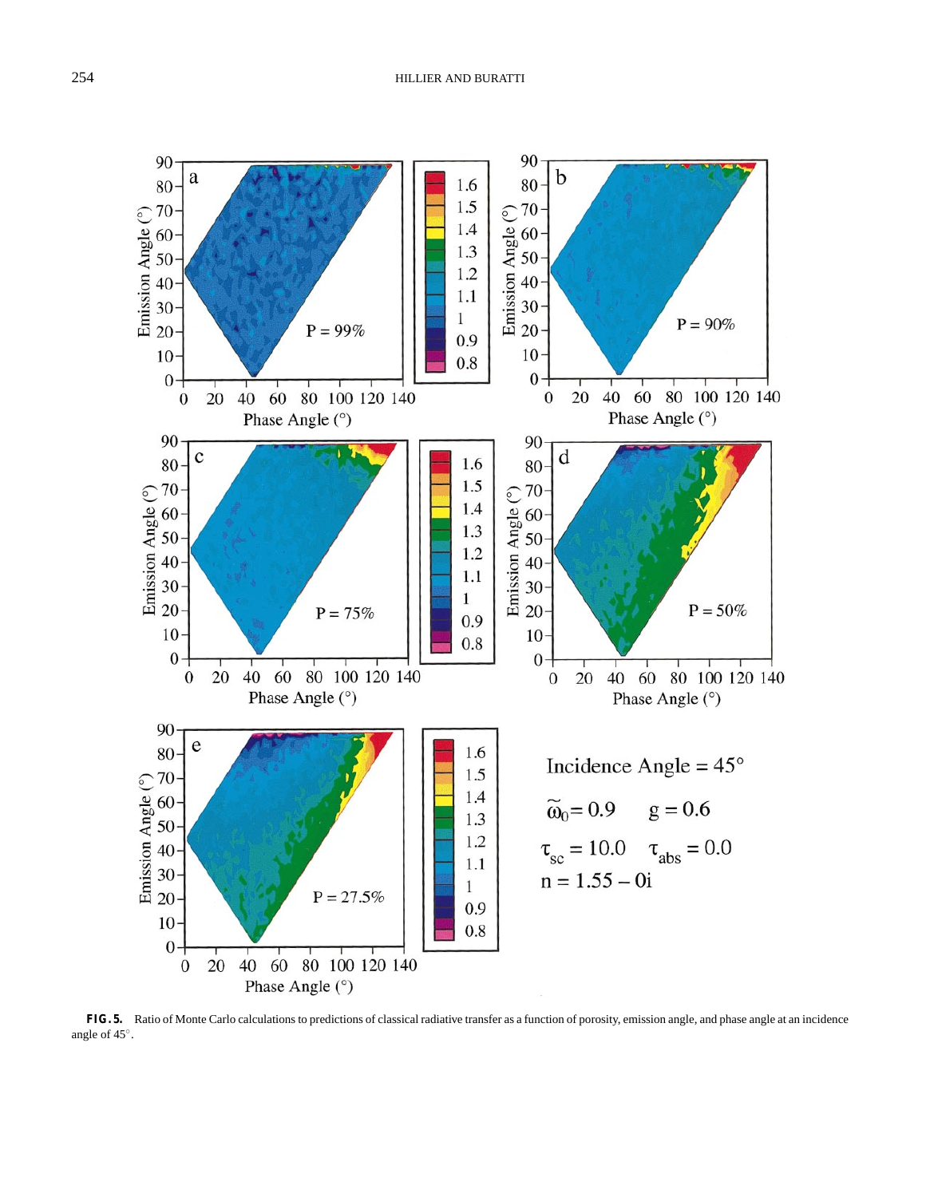**FIG. 5.** Ratio of Monte Carlo calculations to predictions of classical radiative transfer as a function of porosity, emission angle, and phase angle at an incidence angle of 45°.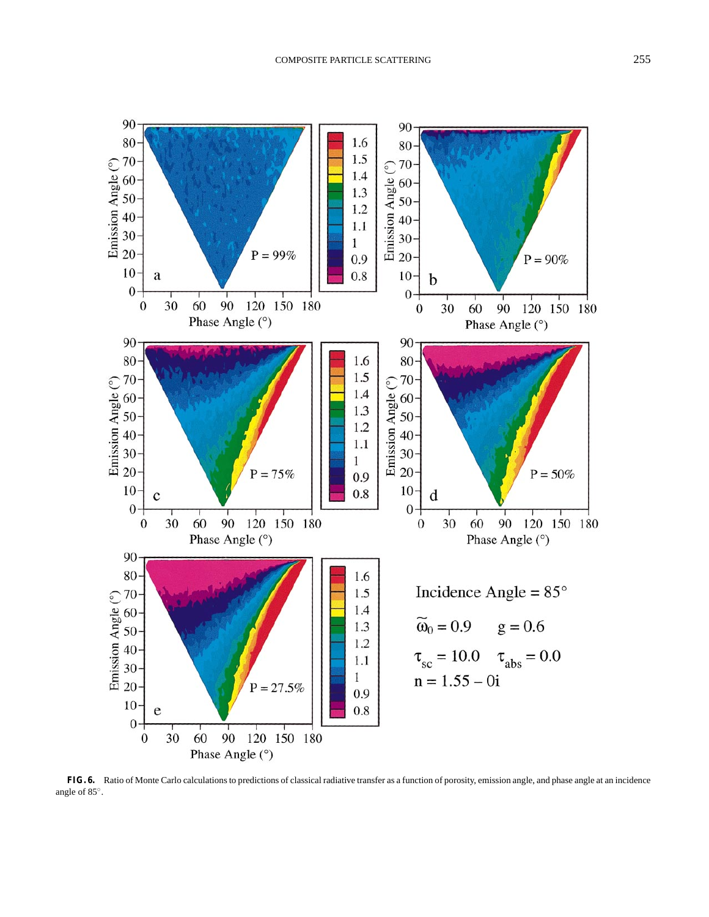**FIG. 6.** Ratio of Monte Carlo calculations to predictions of classical radiative transfer as a function of porosity, emission angle, and phase angle at an incidence angle of 85°.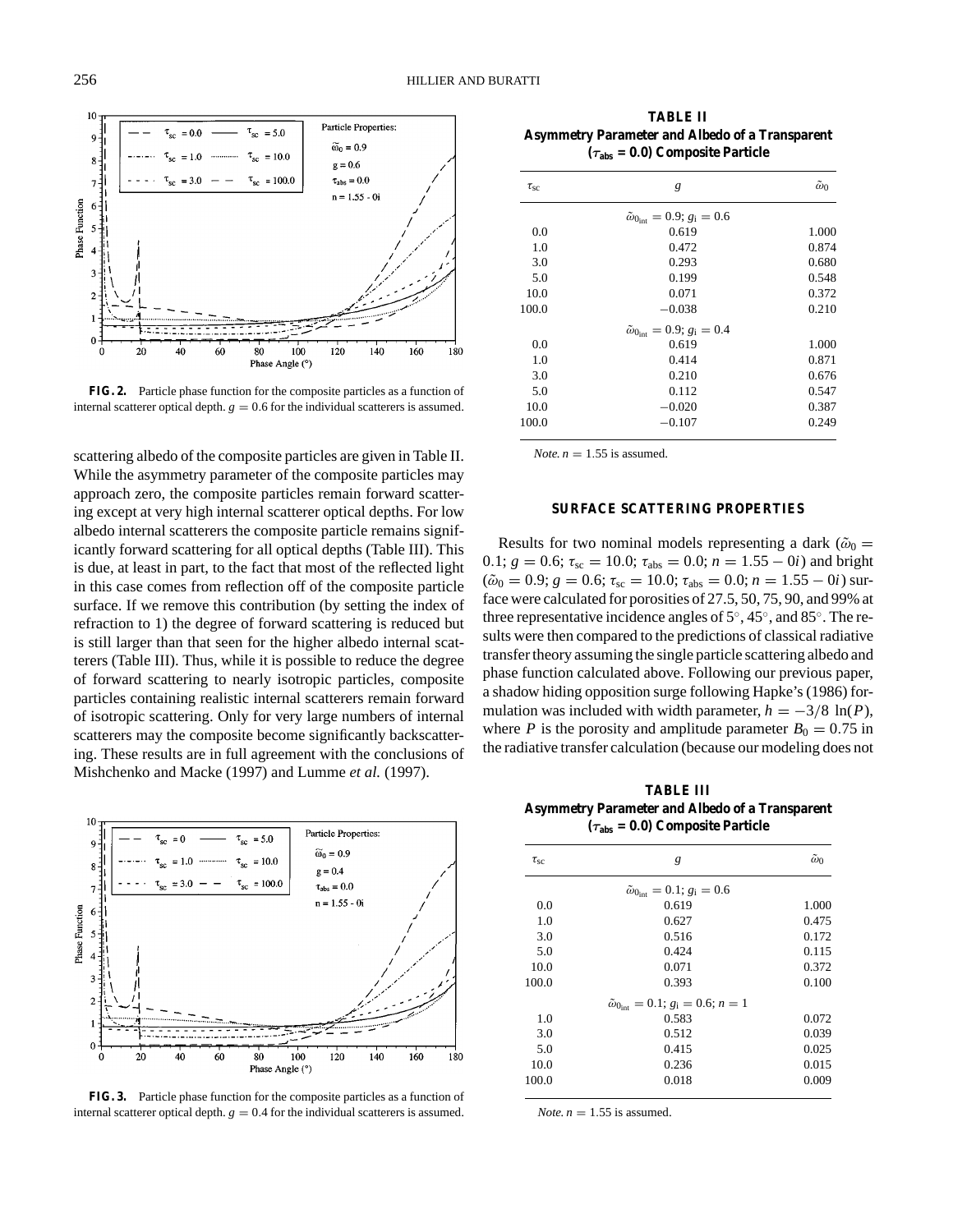**FIG. 2.** Particle phase function for the composite particles as a function of internal scatterer optical depth. $g = 0.6$ for the individual scatterers is assumed.

scattering albedo of the composite particles are given in Table II. While the asymmetry parameter of the composite particles may approach zero, the composite particles remain forward scattering except at very high internal scatterer optical depths. For low albedo internal scatterers the composite particle remains significantly forward scattering for all optical depths (Table III). This is due, at least in part, to the fact that most of the reflected light in this case comes from reflection off of the composite particle surface. If we remove this contribution (by setting the index of refraction to 1) the degree of forward scattering is reduced but is still larger than that seen for the higher albedo internal scatterers (Table III). Thus, while it is possible to reduce the degree of forward scattering to nearly isotropic particles, composite particles containing realistic internal scatterers remain forward of isotropic scattering. Only for very large numbers of internal scatterers may the composite become significantly backscattering. These results are in full agreement with the conclusions of Mishchenko and Macke (1997) and Lumme *et al.* (1997).

**FIG. 3.** Particle phase function for the composite particles as a function of internal scatterer optical depth. $g = 0.4$ for the individual scatterers is assumed.

**TABLE II**
**Asymmetry Parameter and Albedo of a Transparent ($\tau_{abs} = 0.0$) Composite Particle**

| $\tau_{sc}$ | $g$ | $\tilde{\omega}_0$ |
|---|---|---|
| | $\tilde{\omega}_{0_{int}} = 0.9$; $g_i = 0.6$ | |
| 0.0 | 0.619 | 1.000 |
| 1.0 | 0.472 | 0.874 |
| 3.0 | 0.293 | 0.680 |
| 5.0 | 0.199 | 0.548 |
| 10.0 | 0.071 | 0.372 |
| 100.0 | −0.038 | 0.210 |
| | $\tilde{\omega}_{0_{int}} = 0.9$; $g_i = 0.4$ | |
| 0.0 | 0.619 | 1.000 |
| 1.0 | 0.414 | 0.871 |
| 3.0 | 0.210 | 0.676 |
| 5.0 | 0.112 | 0.547 |
| 10.0 | −0.020 | 0.387 |
| 100.0 | −0.107 | 0.249 |

*Note.* $n = 1.55$ is assumed.

## SURFACE SCATTERING PROPERTIES

Results for two nominal models representing a dark ($\tilde{\omega}_0 = 0.1$; $g = 0.6$; $\tau_{sc} = 10.0$; $\tau_{abs} = 0.0$; $n = 1.55 - 0i$) and bright ($\tilde{\omega}_0 = 0.9$; $g = 0.6$; $\tau_{sc} = 10.0$; $\tau_{abs} = 0.0$; $n = 1.55 - 0i$) surface were calculated for porosities of 27.5, 50, 75, 90, and 99% at three representative incidence angles of 5°, 45°, and 85°. The results were then compared to the predictions of classical radiative transfer theory assuming the single particle scattering albedo and phase function calculated above. Following our previous paper, a shadow hiding opposition surge following Hapke's (1986) formulation was included with width parameter, $h = -3/8 \ln(P)$, where $P$ is the porosity and amplitude parameter $B_0 = 0.75$ in the radiative transfer calculation (because our modeling does not

**TABLE III**
**Asymmetry Parameter and Albedo of a Transparent ($\tau_{abs} = 0.0$) Composite Particle**

| $\tau_{sc}$ | $g$ | $\tilde{\omega}_0$ |
|---|---|---|
| | $\tilde{\omega}_{0_{int}} = 0.1$; $g_i = 0.6$ | |
| 0.0 | 0.619 | 1.000 |
| 1.0 | 0.627 | 0.475 |
| 3.0 | 0.516 | 0.172 |
| 5.0 | 0.424 | 0.115 |
| 10.0 | 0.071 | 0.372 |
| 100.0 | 0.393 | 0.100 |
| | $\tilde{\omega}_{0_{int}} = 0.1$; $g_i = 0.6$; $n = 1$ | |
| 1.0 | 0.583 | 0.072 |
| 3.0 | 0.512 | 0.039 |
| 5.0 | 0.415 | 0.025 |
| 10.0 | 0.236 | 0.015 |
| 100.0 | 0.018 | 0.009 |

*Note.* $n = 1.55$ is assumed.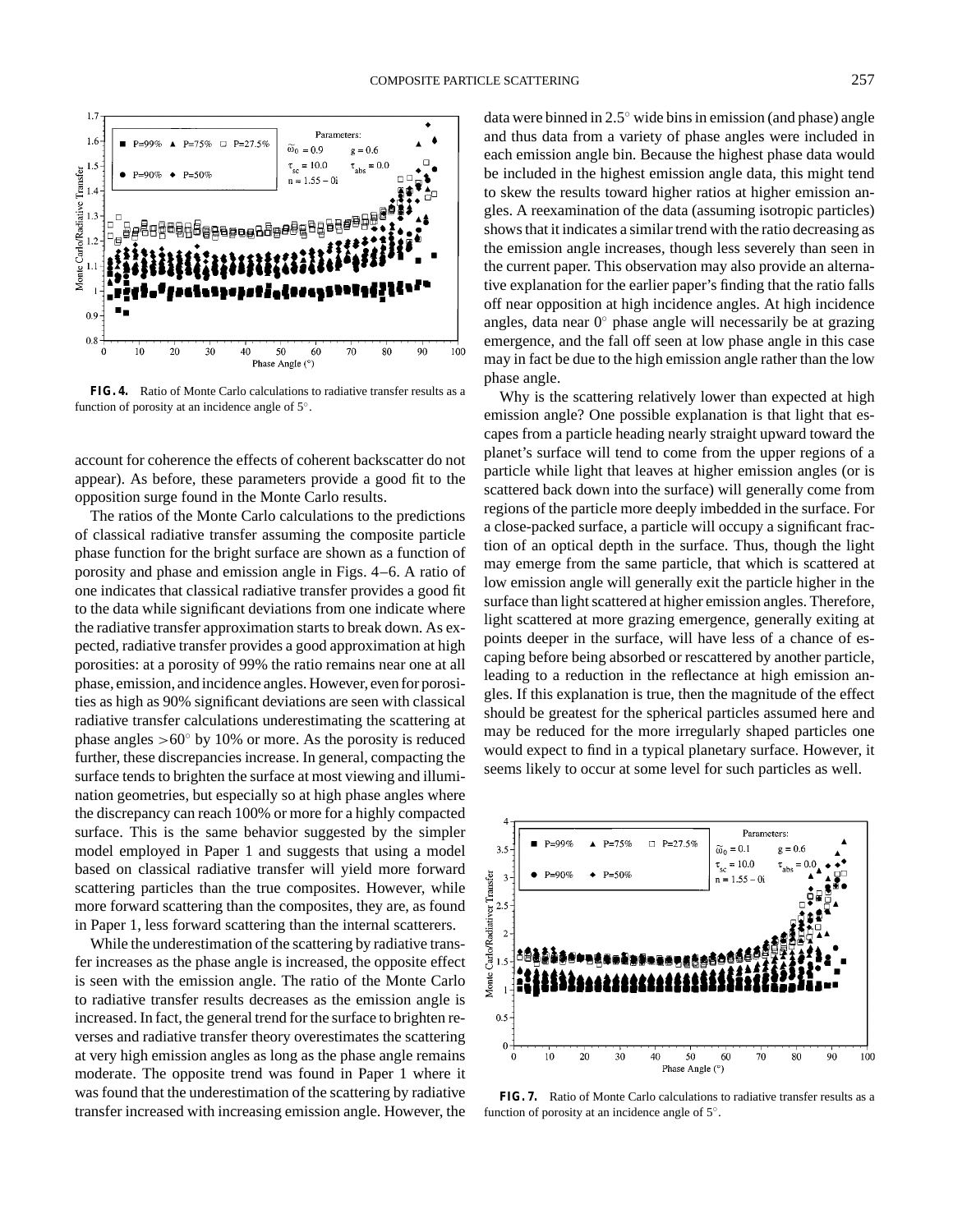Monte Carlo/Radiative Transfer

Phase Angle (°)

■ P=99% ▲ P=75% □ P=27.5%

● P=90% ◆ P=50%

Parameters:
$\tilde{\omega}_0 = 0.9$ $g = 0.6$
$\tau_{sc} = 10.0$ $\tau_{abs} = 0.0$
$n = 1.55 - 0i$

**FIG. 4.** Ratio of Monte Carlo calculations to radiative transfer results as a function of porosity at an incidence angle of 5°.

account for coherence the effects of coherent backscatter do not appear). As before, these parameters provide a good fit to the opposition surge found in the Monte Carlo results.

The ratios of the Monte Carlo calculations to the predictions of classical radiative transfer assuming the composite particle phase function for the bright surface are shown as a function of porosity and phase and emission angle in Figs. 4–6. A ratio of one indicates that classical radiative transfer provides a good fit to the data while significant deviations from one indicate where the radiative transfer approximation starts to break down. As expected, radiative transfer provides a good approximation at high porosities: at a porosity of 99% the ratio remains near one at all phase, emission, and incidence angles. However, even for porosities as high as 90% significant deviations are seen with classical radiative transfer calculations underestimating the scattering at phase angles >60° by 10% or more. As the porosity is reduced further, these discrepancies increase. In general, compacting the surface tends to brighten the surface at most viewing and illumination geometries, but especially so at high phase angles where the discrepancy can reach 100% or more for a highly compacted surface. This is the same behavior suggested by the simpler model employed in Paper 1 and suggests that using a model based on classical radiative transfer will yield more forward scattering particles than the true composites. However, while more forward scattering than the composites, they are, as found in Paper 1, less forward scattering than the internal scatterers.

While the underestimation of the scattering by radiative transfer increases as the phase angle is increased, the opposite effect is seen with the emission angle. The ratio of the Monte Carlo to radiative transfer results decreases as the emission angle is increased. In fact, the general trend for the surface to brighten reverses and radiative transfer theory overestimates the scattering at very high emission angles as long as the phase angle remains moderate. The opposite trend was found in Paper 1 where it was found that the underestimation of the scattering by radiative transfer increased with increasing emission angle. However, the data were binned in 2.5° wide bins in emission (and phase) angle and thus data from a variety of phase angles were included in each emission angle bin. Because the highest phase data would be included in the highest emission angle data, this might tend to skew the results toward higher ratios at higher emission angles. A reexamination of the data (assuming isotropic particles) shows that it indicates a similar trend with the ratio decreasing as the emission angle increases, though less severely than seen in the current paper. This observation may also provide an alternative explanation for the earlier paper's finding that the ratio falls off near opposition at high incidence angles. At high incidence angles, data near 0° phase angle will necessarily be at grazing emergence, and the fall off seen at low phase angle in this case may in fact be due to the high emission angle rather than the low phase angle.

Why is the scattering relatively lower than expected at high emission angle? One possible explanation is that light that escapes from a particle heading nearly straight upward toward the planet's surface will tend to come from the upper regions of a particle while light that leaves at higher emission angles (or is scattered back down into the surface) will generally come from regions of the particle more deeply imbedded in the surface. For a close-packed surface, a particle will occupy a significant fraction of an optical depth in the surface. Thus, though the light may emerge from the same particle, that which is scattered at low emission angle will generally exit the particle higher in the surface than light scattered at higher emission angles. Therefore, light scattered at more grazing emergence, generally exiting at points deeper in the surface, will have less of a chance of escaping before being absorbed or rescattered by another particle, leading to a reduction in the reflectance at high emission angles. If this explanation is true, then the magnitude of the effect should be greatest for the spherical particles assumed here and may be reduced for the more irregularly shaped particles one would expect to find in a typical planetary surface. However, it seems likely to occur at some level for such particles as well.

Monte Carlo/Radiative Transfer

Phase Angle (°)

■ P=99% ▲ P=75% □ P=27.5%

● P=90% ◆ P=50%

Parameters:
$\tilde{\omega}_0 = 0.1$ $g = 0.6$
$\tau_{sc} = 10.0$ $\tau_{abs} = 0.0$
$n = 1.55 - 0i$

**FIG. 7.** Ratio of Monte Carlo calculations to radiative transfer results as a function of porosity at an incidence angle of 5°.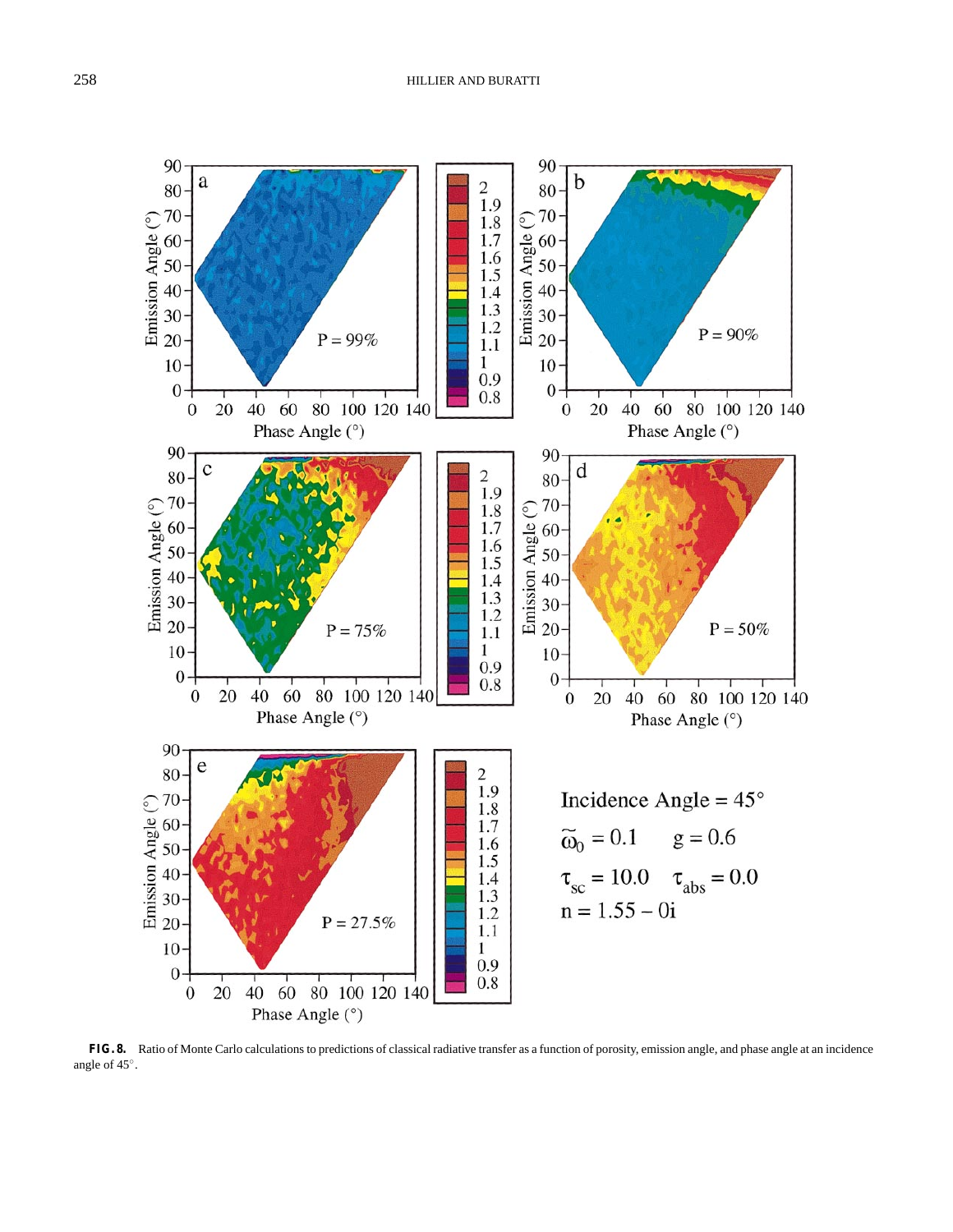**FIG. 8.** Ratio of Monte Carlo calculations to predictions of classical radiative transfer as a function of porosity, emission angle, and phase angle at an incidence angle of 45°.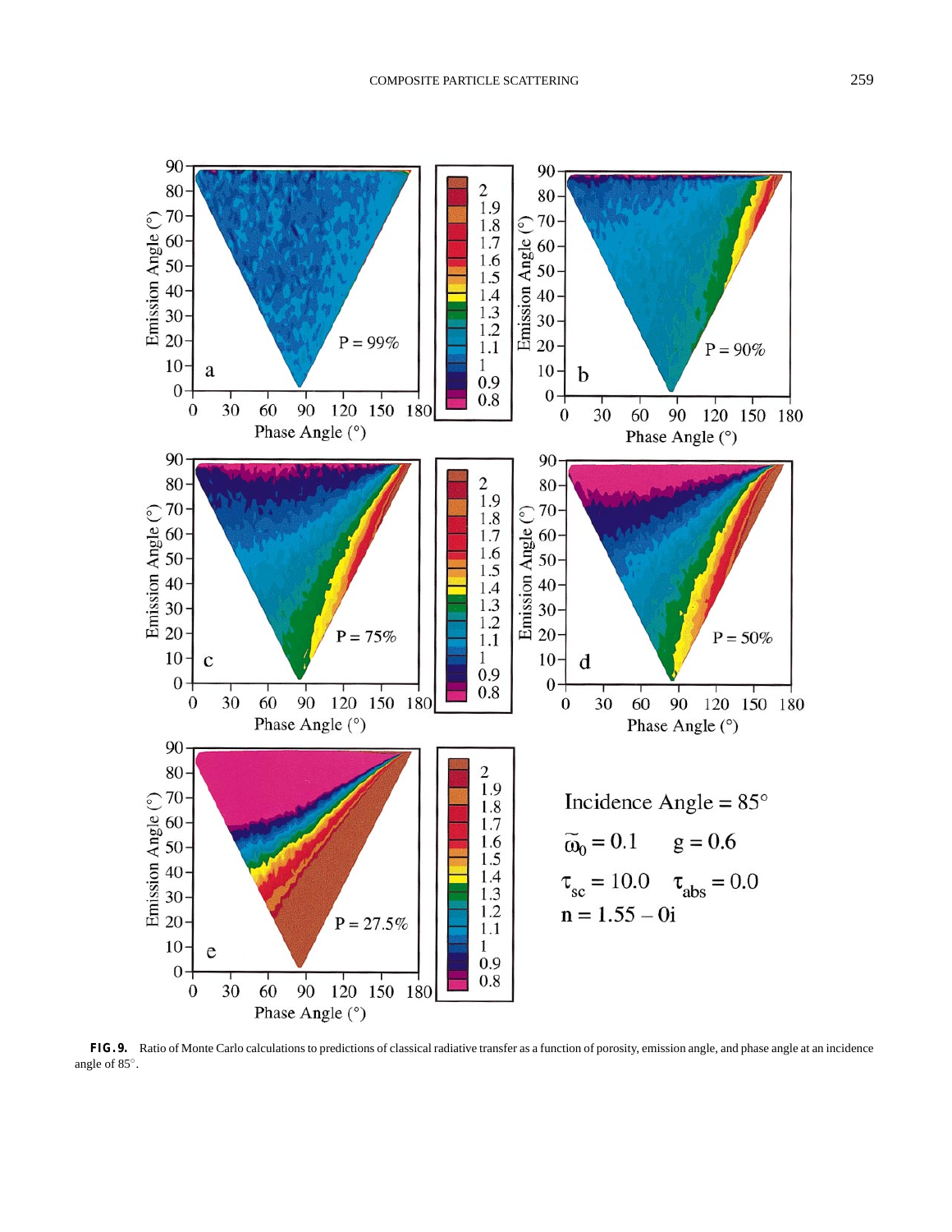**FIG. 9.** Ratio of Monte Carlo calculations to predictions of classical radiative transfer as a function of porosity, emission angle, and phase angle at an incidence angle of 85°.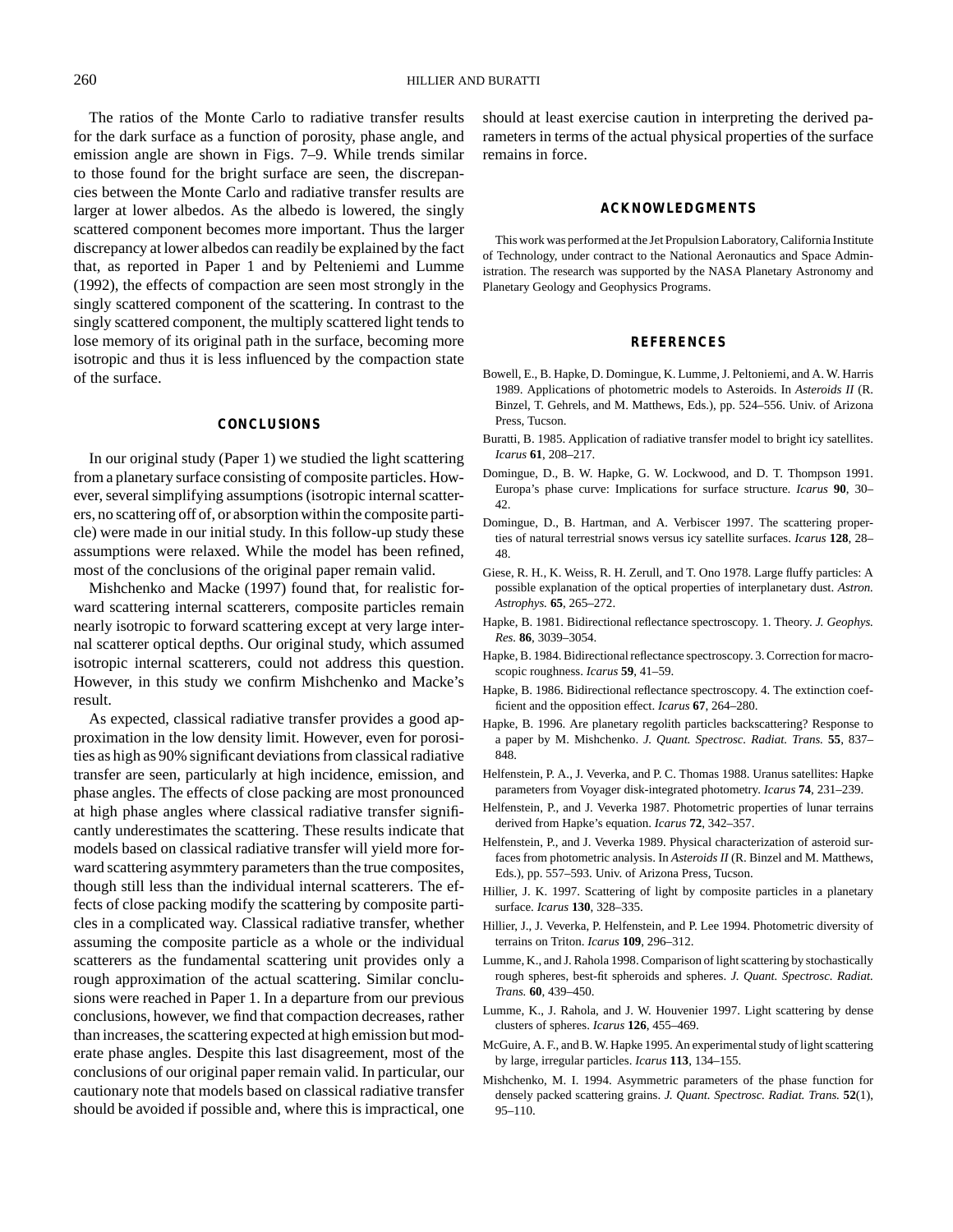The ratios of the Monte Carlo to radiative transfer results for the dark surface as a function of porosity, phase angle, and emission angle are shown in Figs. 7–9. While trends similar to those found for the bright surface are seen, the discrepancies between the Monte Carlo and radiative transfer results are larger at lower albedos. As the albedo is lowered, the singly scattered component becomes more important. Thus the larger discrepancy at lower albedos can readily be explained by the fact that, as reported in Paper 1 and by Pelteniemi and Lumme (1992), the effects of compaction are seen most strongly in the singly scattered component of the scattering. In contrast to the singly scattered component, the multiply scattered light tends to lose memory of its original path in the surface, becoming more isotropic and thus it is less influenced by the compaction state of the surface.

## CONCLUSIONS

In our original study (Paper 1) we studied the light scattering from a planetary surface consisting of composite particles. However, several simplifying assumptions (isotropic internal scatterers, no scattering off of, or absorption within the composite particle) were made in our initial study. In this follow-up study these assumptions were relaxed. While the model has been refined, most of the conclusions of the original paper remain valid.

Mishchenko and Macke (1997) found that, for realistic forward scattering internal scatterers, composite particles remain nearly isotropic to forward scattering except at very large internal scatterer optical depths. Our original study, which assumed isotropic internal scatterers, could not address this question. However, in this study we confirm Mishchenko and Macke's result.

As expected, classical radiative transfer provides a good approximation in the low density limit. However, even for porosities as high as 90% significant deviations from classical radiative transfer are seen, particularly at high incidence, emission, and phase angles. The effects of close packing are most pronounced at high phase angles where classical radiative transfer significantly underestimates the scattering. These results indicate that models based on classical radiative transfer will yield more forward scattering asymmtery parameters than the true composites, though still less than the individual internal scatterers. The effects of close packing modify the scattering by composite particles in a complicated way. Classical radiative transfer, whether assuming the composite particle as a whole or the individual scatterers as the fundamental scattering unit provides only a rough approximation of the actual scattering. Similar conclusions were reached in Paper 1. In a departure from our previous conclusions, however, we find that compaction decreases, rather than increases, the scattering expected at high emission but moderate phase angles. Despite this last disagreement, most of the conclusions of our original paper remain valid. In particular, our cautionary note that models based on classical radiative transfer should be avoided if possible and, where this is impractical, one should at least exercise caution in interpreting the derived parameters in terms of the actual physical properties of the surface remains in force.

## ACKNOWLEDGMENTS

This work was performed at the Jet Propulsion Laboratory, California Institute of Technology, under contract to the National Aeronautics and Space Administration. The research was supported by the NASA Planetary Astronomy and Planetary Geology and Geophysics Programs.

## REFERENCES

Bowell, E., B. Hapke, D. Domingue, K. Lumme, J. Peltoniemi, and A. W. Harris 1989. Applications of photometric models to Asteroids. In *Asteroids II* (R. Binzel, T. Gehrels, and M. Matthews, Eds.), pp. 524–556. Univ. of Arizona Press, Tucson.

Buratti, B. 1985. Application of radiative transfer model to bright icy satellites. *Icarus* **61**, 208–217.

Domingue, D., B. W. Hapke, G. W. Lockwood, and D. T. Thompson 1991. Europa's phase curve: Implications for surface structure. *Icarus* **90**, 30–42.

Domingue, D., B. Hartman, and A. Verbiscer 1997. The scattering properties of natural terrestrial snows versus icy satellite surfaces. *Icarus* **128**, 28–48.

Giese, R. H., K. Weiss, R. H. Zerull, and T. Ono 1978. Large fluffy particles: A possible explanation of the optical properties of interplanetary dust. *Astron. Astrophys.* **65**, 265–272.

Hapke, B. 1981. Bidirectional reflectance spectroscopy. 1. Theory. *J. Geophys. Res.* **86**, 3039–3054.

Hapke, B. 1984. Bidirectional reflectance spectroscopy. 3. Correction for macroscopic roughness. *Icarus* **59**, 41–59.

Hapke, B. 1986. Bidirectional reflectance spectroscopy. 4. The extinction coefficient and the opposition effect. *Icarus* **67**, 264–280.

Hapke, B. 1996. Are planetary regolith particles backscattering? Response to a paper by M. Mishchenko. *J. Quant. Spectrosc. Radiat. Trans.* **55**, 837–848.

Helfenstein, P. A., J. Veverka, and P. C. Thomas 1988. Uranus satellites: Hapke parameters from Voyager disk-integrated photometry. *Icarus* **74**, 231–239.

Helfenstein, P., and J. Veverka 1987. Photometric properties of lunar terrains derived from Hapke's equation. *Icarus* **72**, 342–357.

Helfenstein, P., and J. Veverka 1989. Physical characterization of asteroid surfaces from photometric analysis. In *Asteroids II* (R. Binzel and M. Matthews, Eds.), pp. 557–593. Univ. of Arizona Press, Tucson.

Hillier, J. K. 1997. Scattering of light by composite particles in a planetary surface. *Icarus* **130**, 328–335.

Hillier, J., J. Veverka, P. Helfenstein, and P. Lee 1994. Photometric diversity of terrains on Triton. *Icarus* **109**, 296–312.

Lumme, K., and J. Rahola 1998. Comparison of light scattering by stochastically rough spheres, best-fit spheroids and spheres. *J. Quant. Spectrosc. Radiat. Trans.* **60**, 439–450.

Lumme, K., J. Rahola, and J. W. Houvenier 1997. Light scattering by dense clusters of spheres. *Icarus* **126**, 455–469.

McGuire, A. F., and B. W. Hapke 1995. An experimental study of light scattering by large, irregular particles. *Icarus* **113**, 134–155.

Mishchenko, M. I. 1994. Asymmetric parameters of the phase function for densely packed scattering grains. *J. Quant. Spectrosc. Radiat. Trans.* **52**(1), 95–110.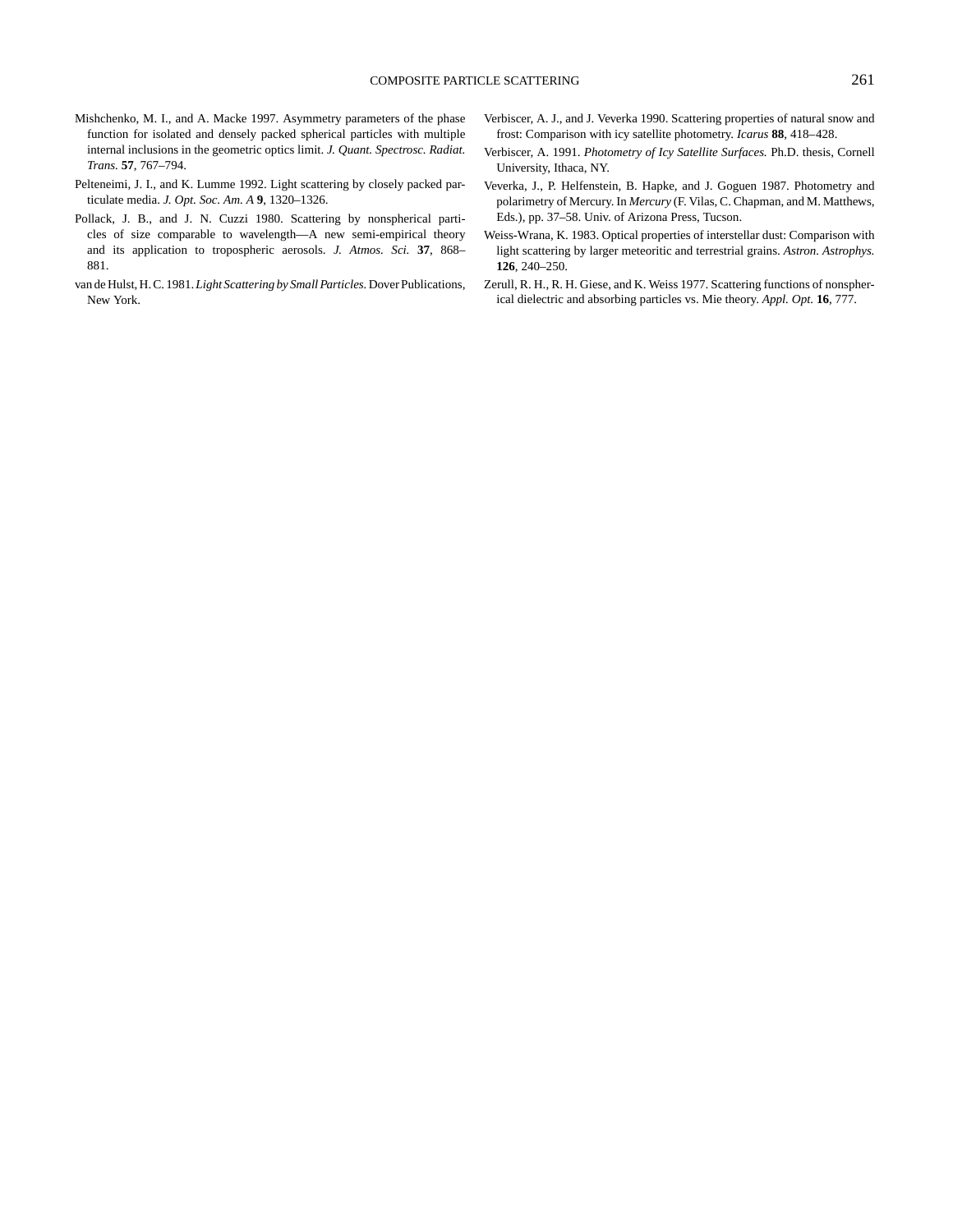Mishchenko, M. I., and A. Macke 1997. Asymmetry parameters of the phase function for isolated and densely packed spherical particles with multiple internal inclusions in the geometric optics limit. *J. Quant. Spectrosc. Radiat. Trans.* **57**, 767–794.

Pelteneimi, J. I., and K. Lumme 1992. Light scattering by closely packed particulate media. *J. Opt. Soc. Am. A* **9**, 1320–1326.

Pollack, J. B., and J. N. Cuzzi 1980. Scattering by nonspherical particles of size comparable to wavelength—A new semi-empirical theory and its application to tropospheric aerosols. *J. Atmos. Sci.* **37**, 868–881.

van de Hulst, H. C. 1981. *Light Scattering by Small Particles.* Dover Publications, New York.

Verbiscer, A. J., and J. Veverka 1990. Scattering properties of natural snow and frost: Comparison with icy satellite photometry. *Icarus* **88**, 418–428.

Verbiscer, A. 1991. *Photometry of Icy Satellite Surfaces.* Ph.D. thesis, Cornell University, Ithaca, NY.

Veverka, J., P. Helfenstein, B. Hapke, and J. Goguen 1987. Photometry and polarimetry of Mercury. In *Mercury* (F. Vilas, C. Chapman, and M. Matthews, Eds.), pp. 37–58. Univ. of Arizona Press, Tucson.

Weiss-Wrana, K. 1983. Optical properties of interstellar dust: Comparison with light scattering by larger meteoritic and terrestrial grains. *Astron. Astrophys.* **126**, 240–250.

Zerull, R. H., R. H. Giese, and K. Weiss 1977. Scattering functions of nonspherical dielectric and absorbing particles vs. Mie theory. *Appl. Opt.* **16**, 777.